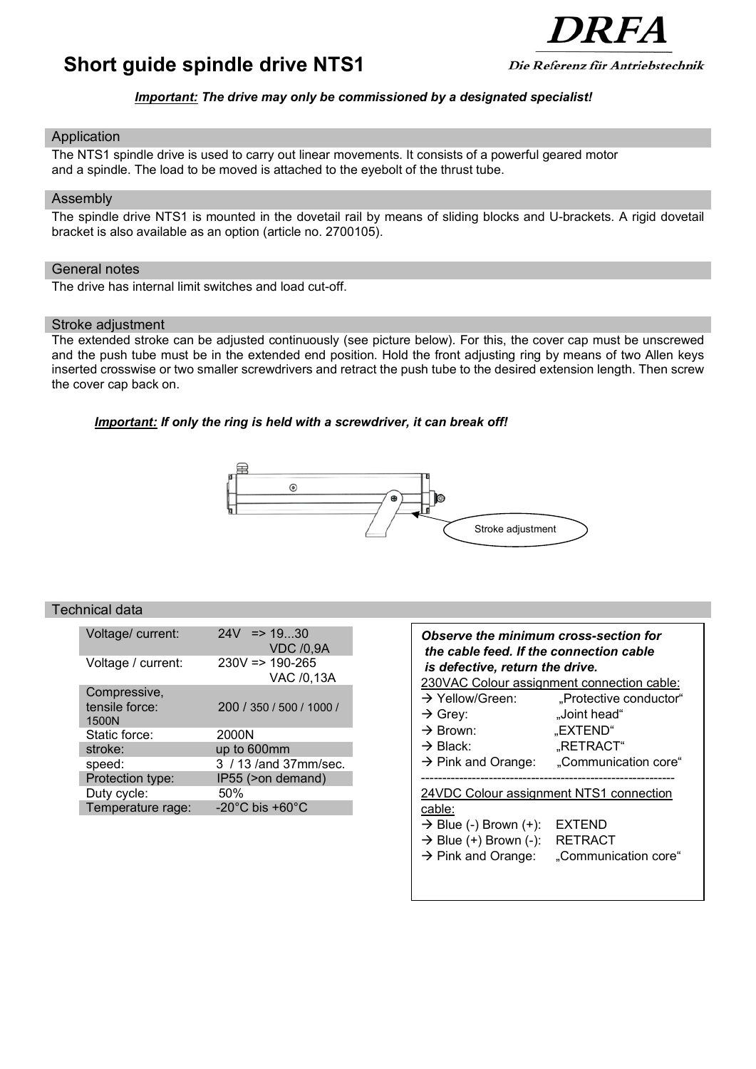# Short guide spindle drive NTS1

DRFA

Die Referenz für Antriebstechnik

***Important:* The drive may only be commissioned by a designated specialist!**

## Application

The NTS1 spindle drive is used to carry out linear movements. It consists of a powerful geared motor and a spindle. The load to be moved is attached to the eyebolt of the thrust tube.

## Assembly

The spindle drive NTS1 is mounted in the dovetail rail by means of sliding blocks and U-brackets. A rigid dovetail bracket is also available as an option (article no. 2700105).

## General notes

The drive has internal limit switches and load cut-off.

## Stroke adjustment

The extended stroke can be adjusted continuously (see picture below). For this, the cover cap must be unscrewed and the push tube must be in the extended end position. Hold the front adjusting ring by means of two Allen keys inserted crosswise or two smaller screwdrivers and retract the push tube to the desired extension length. Then screw the cover cap back on.

***Important:* If only the ring is held with a screwdriver, it can break off!**

Stroke adjustment

## Technical data

| | |
|---|---|
| Voltage/ current: | 24V => 19...30 VDC /0,9A |
| Voltage / current: | 230V => 190-265 VAC /0,13A |
| Compressive, tensile force: 1500N | 200 / 350 / 500 / 1000 / |
| Static force: | 2000N |
| stroke: | up to 600mm |
| speed: | 3 / 13 /and 37mm/sec. |
| Protection type: | IP55 (>on demand) |
| Duty cycle: | 50% |
| Temperature rage: | -20°C bis +60°C |

***Observe the minimum cross-section for the cable feed. If the connection cable is defective, return the drive.***

230VAC Colour assignment connection cable:

- → Yellow/Green: „Protective conductor“
- → Grey: „Joint head“
- → Brown: „EXTEND“
- → Black: „RETRACT“
- → Pink and Orange: „Communication core“

24VDC Colour assignment NTS1 connection cable:

- → Blue (-) Brown (+): EXTEND
- → Blue (+) Brown (-): RETRACT
- → Pink and Orange: „Communication core“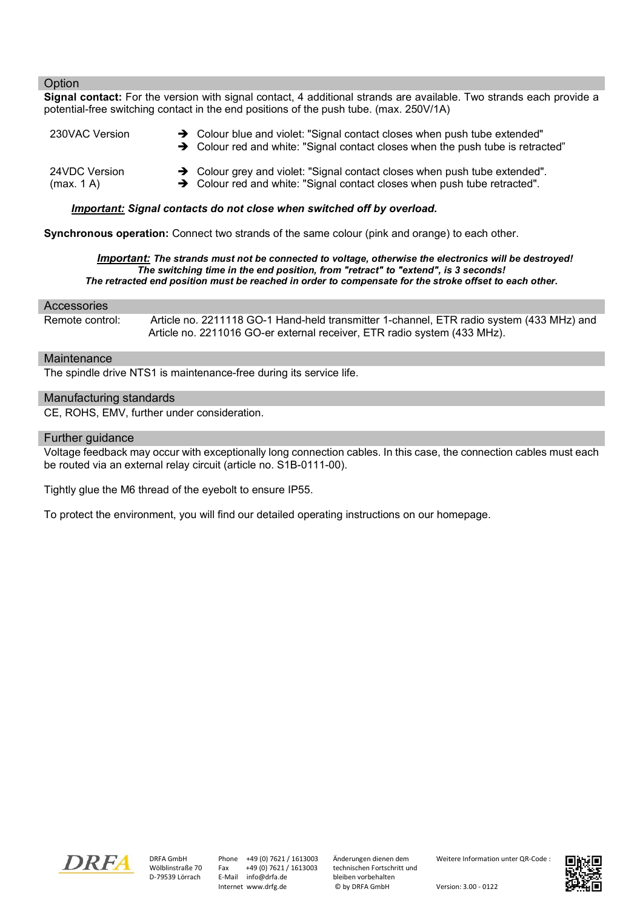## Option

**Signal contact:** For the version with signal contact, 4 additional strands are available. Two strands each provide a potential-free switching contact in the end positions of the push tube. (max. 250V/1A)

230VAC Version
- ➔ Colour blue and violet: "Signal contact closes when push tube extended"
- ➔ Colour red and white: "Signal contact closes when the push tube is retracted"

24VDC Version (max. 1 A)
- ➔ Colour grey and violet: "Signal contact closes when push tube extended".
- ➔ Colour red and white: "Signal contact closes when push tube retracted".

***Important:* Signal contacts do not close when switched off by overload.**

**Synchronous operation:** Connect two strands of the same colour (pink and orange) to each other.

***Important:* The strands must not be connected to voltage, otherwise the electronics will be destroyed!**
***The switching time in the end position, from "retract" to "extend", is 3 seconds!***
***The retracted end position must be reached in order to compensate for the stroke offset to each other.***

## Accessories

Remote control: Article no. 2211118 GO-1 Hand-held transmitter 1-channel, ETR radio system (433 MHz) and Article no. 2211016 GO-er external receiver, ETR radio system (433 MHz).

## Maintenance

The spindle drive NTS1 is maintenance-free during its service life.

## Manufacturing standards

CE, ROHS, EMV, further under consideration.

## Further guidance

Voltage feedback may occur with exceptionally long connection cables. In this case, the connection cables must each be routed via an external relay circuit (article no. S1B-0111-00).

Tightly glue the M6 thread of the eyebolt to ensure IP55.

To protect the environment, you will find our detailed operating instructions on our homepage.

DRFA GmbH
Wölblinstraße 70
D-79539 Lörrach

Phone +49 (0) 7621 / 1613003
Fax +49 (0) 7621 / 1613003
E-Mail info@drfa.de
Internet www.drfg.de

Änderungen dienen dem technischen Fortschritt und bleiben vorbehalten
© by DRFA GmbH

Weitere Information unter QR-Code :

Version: 3.00 - 0122